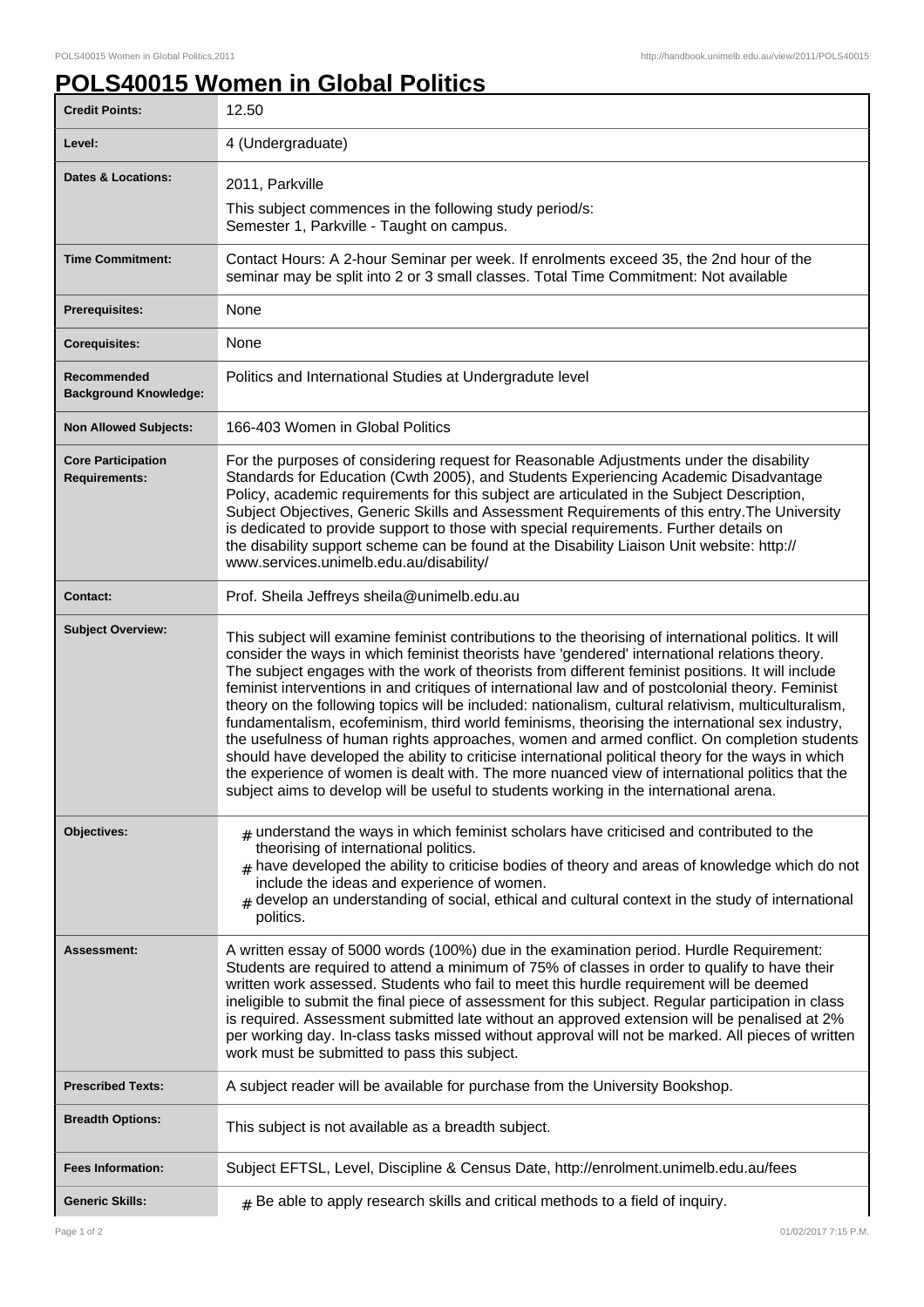# POLS40015 Women in Global Politics

| | |
|---|---|
| **Credit Points:** | 12.50 |
| **Level:** | 4 (Undergraduate) |
| **Dates & Locations:** | 2011, Parkville<br>This subject commences in the following study period/s:<br>Semester 1, Parkville - Taught on campus. |
| **Time Commitment:** | Contact Hours: A 2-hour Seminar per week. If enrolments exceed 35, the 2nd hour of the seminar may be split into 2 or 3 small classes. Total Time Commitment: Not available |
| **Prerequisites:** | None |
| **Corequisites:** | None |
| **Recommended Background Knowledge:** | Politics and International Studies at Undergradute level |
| **Non Allowed Subjects:** | 166-403 Women in Global Politics |
| **Core Participation Requirements:** | For the purposes of considering request for Reasonable Adjustments under the disability Standards for Education (Cwth 2005), and Students Experiencing Academic Disadvantage Policy, academic requirements for this subject are articulated in the Subject Description, Subject Objectives, Generic Skills and Assessment Requirements of this entry.The University is dedicated to provide support to those with special requirements. Further details on the disability support scheme can be found at the Disability Liaison Unit website: http://www.services.unimelb.edu.au/disability/ |
| **Contact:** | Prof. Sheila Jeffreys sheila@unimelb.edu.au |
| **Subject Overview:** | This subject will examine feminist contributions to the theorising of international politics. It will consider the ways in which feminist theorists have 'gendered' international relations theory. The subject engages with the work of theorists from different feminist positions. It will include feminist interventions in and critiques of international law and of postcolonial theory. Feminist theory on the following topics will be included: nationalism, cultural relativism, multiculturalism, fundamentalism, ecofeminism, third world feminisms, theorising the international sex industry, the usefulness of human rights approaches, women and armed conflict. On completion students should have developed the ability to criticise international political theory for the ways in which the experience of women is dealt with. The more nuanced view of international politics that the subject aims to develop will be useful to students working in the international arena. |
| **Objectives:** | # understand the ways in which feminist scholars have criticised and contributed to the theorising of international politics.<br># have developed the ability to criticise bodies of theory and areas of knowledge which do not include the ideas and experience of women.<br># develop an understanding of social, ethical and cultural context in the study of international politics. |
| **Assessment:** | A written essay of 5000 words (100%) due in the examination period. Hurdle Requirement: Students are required to attend a minimum of 75% of classes in order to qualify to have their written work assessed. Students who fail to meet this hurdle requirement will be deemed ineligible to submit the final piece of assessment for this subject. Regular participation in class is required. Assessment submitted late without an approved extension will be penalised at 2% per working day. In-class tasks missed without approval will not be marked. All pieces of written work must be submitted to pass this subject. |
| **Prescribed Texts:** | A subject reader will be available for purchase from the University Bookshop. |
| **Breadth Options:** | This subject is not available as a breadth subject. |
| **Fees Information:** | Subject EFTSL, Level, Discipline & Census Date, http://enrolment.unimelb.edu.au/fees |
| **Generic Skills:** | # Be able to apply research skills and critical methods to a field of inquiry. |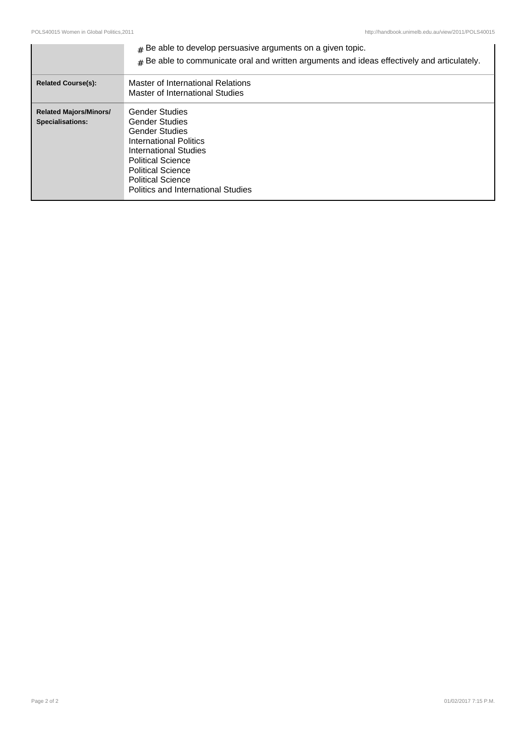| | |
|---|---|
| | # Be able to develop persuasive arguments on a given topic.<br># Be able to communicate oral and written arguments and ideas effectively and articulately. |
| **Related Course(s):** | Master of International Relations<br>Master of International Studies |
| **Related Majors/Minors/ Specialisations:** | Gender Studies<br>Gender Studies<br>Gender Studies<br>International Politics<br>International Studies<br>Political Science<br>Political Science<br>Political Science<br>Politics and International Studies |